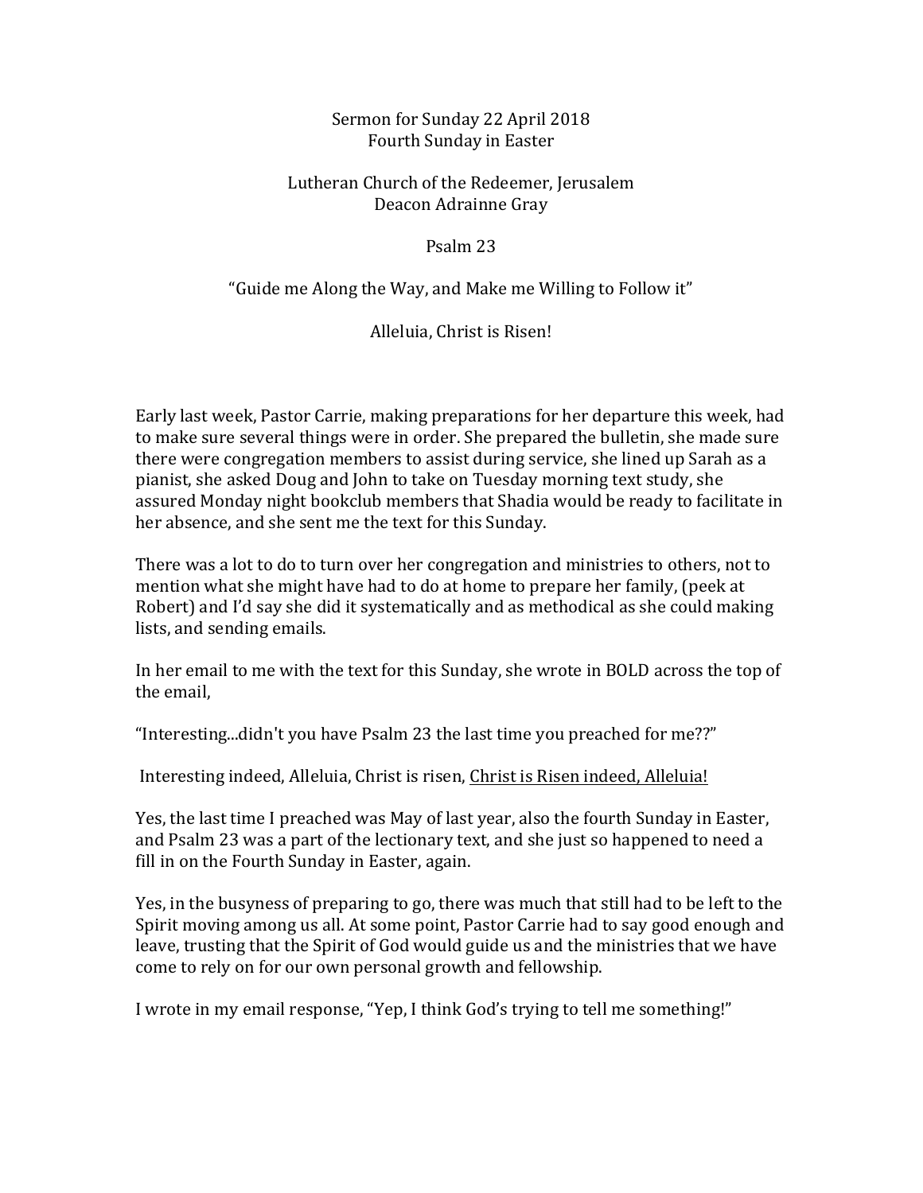Sermon for Sunday 22 April 2018
Fourth Sunday in Easter

Lutheran Church of the Redeemer, Jerusalem
Deacon Adrainne Gray

Psalm 23

"Guide me Along the Way, and Make me Willing to Follow it"

Alleluia, Christ is Risen!

Early last week, Pastor Carrie, making preparations for her departure this week, had to make sure several things were in order. She prepared the bulletin, she made sure there were congregation members to assist during service, she lined up Sarah as a pianist, she asked Doug and John to take on Tuesday morning text study, she assured Monday night bookclub members that Shadia would be ready to facilitate in her absence, and she sent me the text for this Sunday.

There was a lot to do to turn over her congregation and ministries to others, not to mention what she might have had to do at home to prepare her family, (peek at Robert) and I'd say she did it systematically and as methodical as she could making lists, and sending emails.

In her email to me with the text for this Sunday, she wrote in BOLD across the top of the email,

"Interesting...didn't you have Psalm 23 the last time you preached for me??"

Interesting indeed, Alleluia, Christ is risen, <u>Christ is Risen indeed, Alleluia!</u>

Yes, the last time I preached was May of last year, also the fourth Sunday in Easter, and Psalm 23 was a part of the lectionary text, and she just so happened to need a fill in on the Fourth Sunday in Easter, again.

Yes, in the busyness of preparing to go, there was much that still had to be left to the Spirit moving among us all. At some point, Pastor Carrie had to say good enough and leave, trusting that the Spirit of God would guide us and the ministries that we have come to rely on for our own personal growth and fellowship.

I wrote in my email response, "Yep, I think God's trying to tell me something!"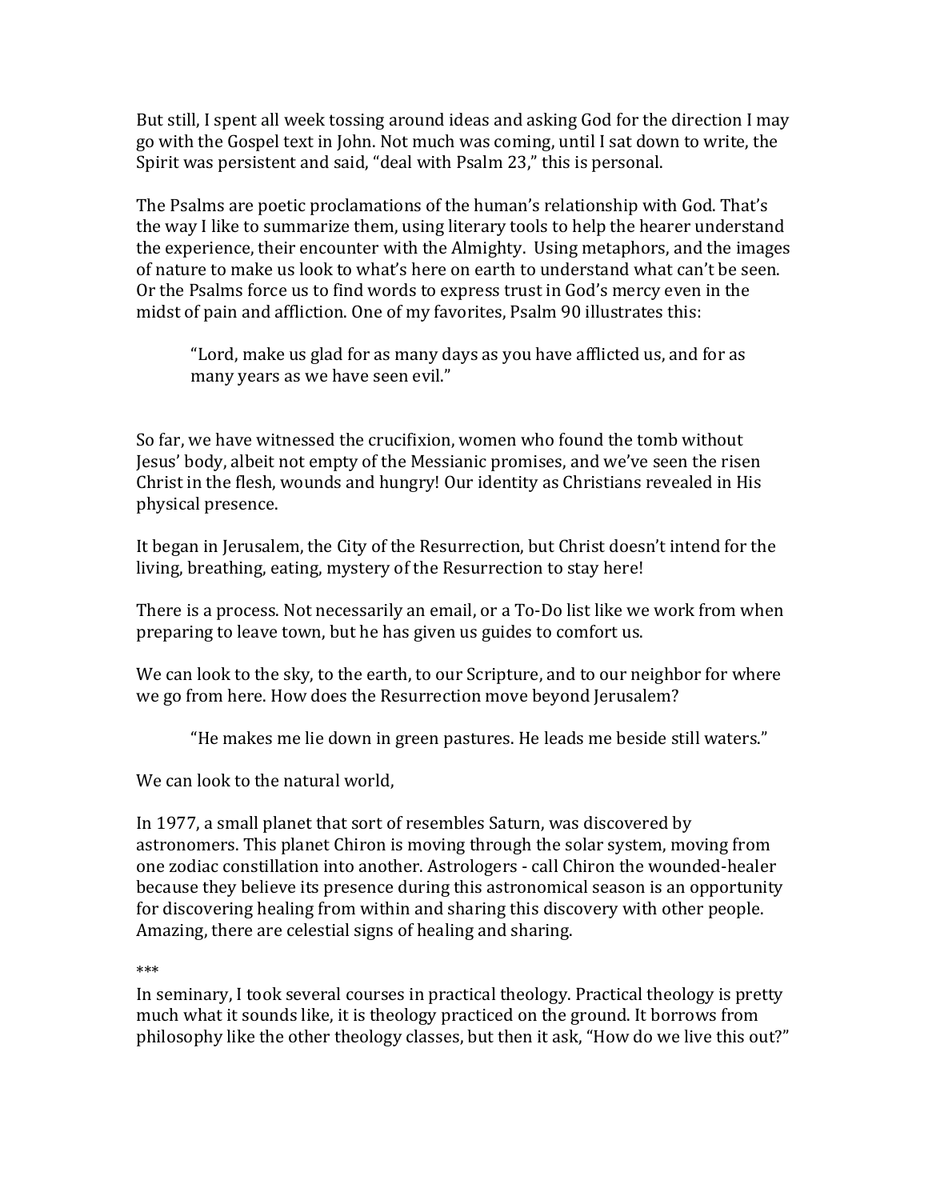But still, I spent all week tossing around ideas and asking God for the direction I may go with the Gospel text in John. Not much was coming, until I sat down to write, the Spirit was persistent and said, "deal with Psalm 23," this is personal.

The Psalms are poetic proclamations of the human's relationship with God. That's the way I like to summarize them, using literary tools to help the hearer understand the experience, their encounter with the Almighty. Using metaphors, and the images of nature to make us look to what's here on earth to understand what can't be seen. Or the Psalms force us to find words to express trust in God's mercy even in the midst of pain and affliction. One of my favorites, Psalm 90 illustrates this:

> "Lord, make us glad for as many days as you have afflicted us, and for as many years as we have seen evil."

So far, we have witnessed the crucifixion, women who found the tomb without Jesus' body, albeit not empty of the Messianic promises, and we've seen the risen Christ in the flesh, wounds and hungry! Our identity as Christians revealed in His physical presence.

It began in Jerusalem, the City of the Resurrection, but Christ doesn't intend for the living, breathing, eating, mystery of the Resurrection to stay here!

There is a process. Not necessarily an email, or a To-Do list like we work from when preparing to leave town, but he has given us guides to comfort us.

We can look to the sky, to the earth, to our Scripture, and to our neighbor for where we go from here. How does the Resurrection move beyond Jerusalem?

> "He makes me lie down in green pastures. He leads me beside still waters."

We can look to the natural world,

In 1977, a small planet that sort of resembles Saturn, was discovered by astronomers. This planet Chiron is moving through the solar system, moving from one zodiac constillation into another. Astrologers - call Chiron the wounded-healer because they believe its presence during this astronomical season is an opportunity for discovering healing from within and sharing this discovery with other people. Amazing, there are celestial signs of healing and sharing.

***

In seminary, I took several courses in practical theology. Practical theology is pretty much what it sounds like, it is theology practiced on the ground. It borrows from philosophy like the other theology classes, but then it ask, "How do we live this out?"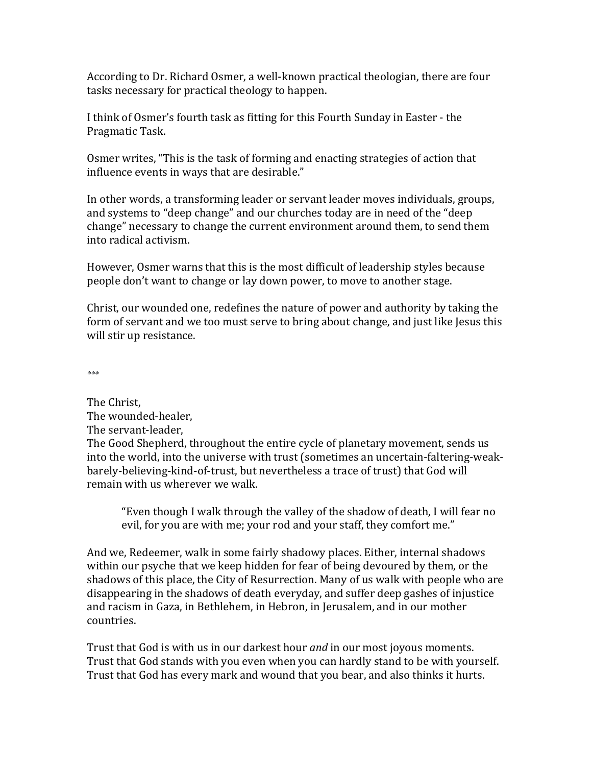According to Dr. Richard Osmer, a well-known practical theologian, there are four tasks necessary for practical theology to happen.

I think of Osmer's fourth task as fitting for this Fourth Sunday in Easter - the Pragmatic Task.

Osmer writes, "This is the task of forming and enacting strategies of action that influence events in ways that are desirable."

In other words, a transforming leader or servant leader moves individuals, groups, and systems to "deep change" and our churches today are in need of the "deep change" necessary to change the current environment around them, to send them into radical activism.

However, Osmer warns that this is the most difficult of leadership styles because people don't want to change or lay down power, to move to another stage.

Christ, our wounded one, redefines the nature of power and authority by taking the form of servant and we too must serve to bring about change, and just like Jesus this will stir up resistance.

***

The Christ,
The wounded-healer,
The servant-leader,
The Good Shepherd, throughout the entire cycle of planetary movement, sends us into the world, into the universe with trust (sometimes an uncertain-faltering-weak-barely-believing-kind-of-trust, but nevertheless a trace of trust) that God will remain with us wherever we walk.

> "Even though I walk through the valley of the shadow of death, I will fear no evil, for you are with me; your rod and your staff, they comfort me."

And we, Redeemer, walk in some fairly shadowy places. Either, internal shadows within our psyche that we keep hidden for fear of being devoured by them, or the shadows of this place, the City of Resurrection. Many of us walk with people who are disappearing in the shadows of death everyday, and suffer deep gashes of injustice and racism in Gaza, in Bethlehem, in Hebron, in Jerusalem, and in our mother countries.

Trust that God is with us in our darkest hour *and* in our most joyous moments.
Trust that God stands with you even when you can hardly stand to be with yourself.
Trust that God has every mark and wound that you bear, and also thinks it hurts.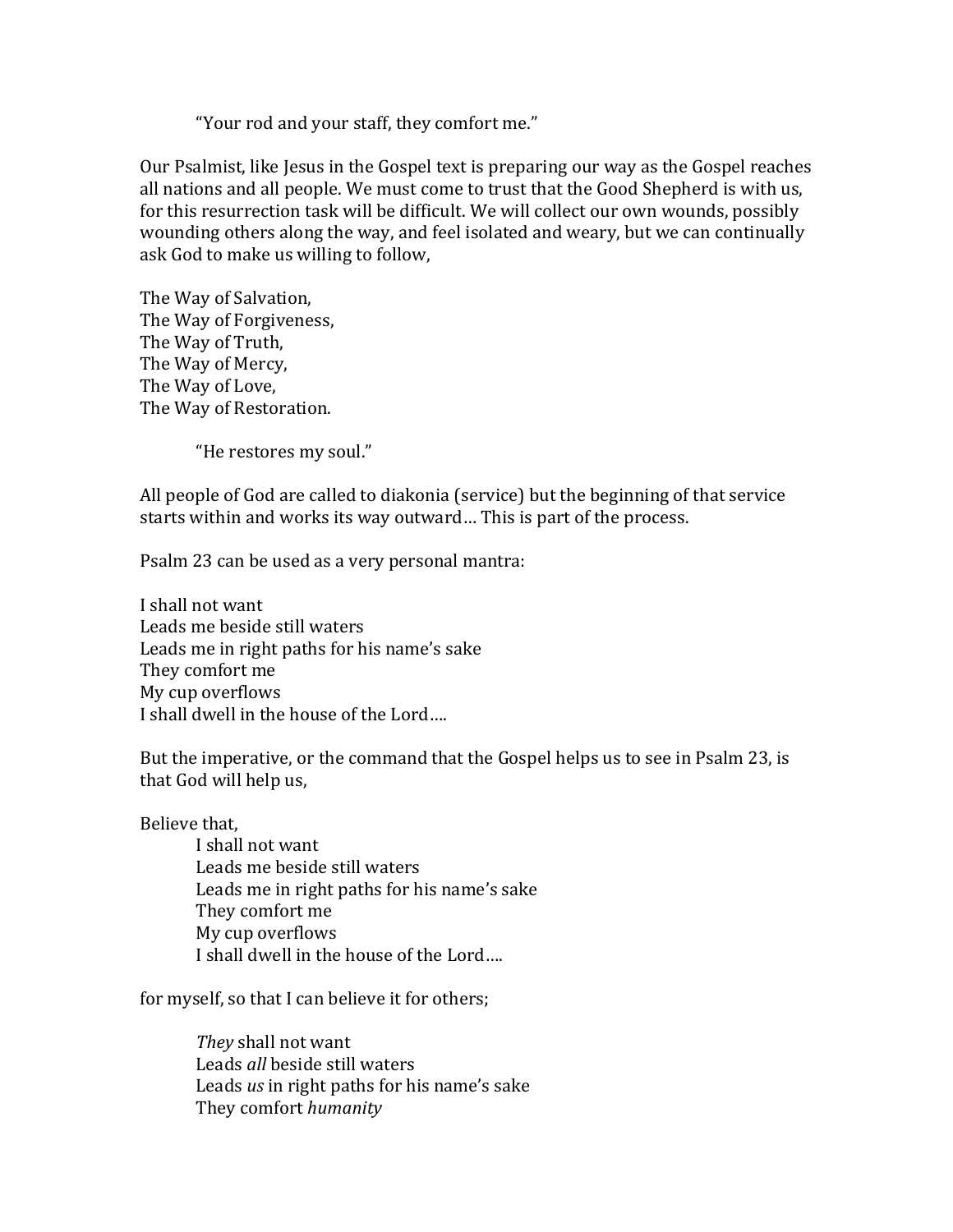"Your rod and your staff, they comfort me."

Our Psalmist, like Jesus in the Gospel text is preparing our way as the Gospel reaches all nations and all people. We must come to trust that the Good Shepherd is with us, for this resurrection task will be difficult. We will collect our own wounds, possibly wounding others along the way, and feel isolated and weary, but we can continually ask God to make us willing to follow,

The Way of Salvation,
The Way of Forgiveness,
The Way of Truth,
The Way of Mercy,
The Way of Love,
The Way of Restoration.

"He restores my soul."

All people of God are called to diakonia (service) but the beginning of that service starts within and works its way outward… This is part of the process.

Psalm 23 can be used as a very personal mantra:

I shall not want
Leads me beside still waters
Leads me in right paths for his name's sake
They comfort me
My cup overflows
I shall dwell in the house of the Lord….

But the imperative, or the command that the Gospel helps us to see in Psalm 23, is that God will help us,

Believe that,

I shall not want
Leads me beside still waters
Leads me in right paths for his name's sake
They comfort me
My cup overflows
I shall dwell in the house of the Lord….

for myself, so that I can believe it for others;

*They* shall not want
Leads *all* beside still waters
Leads *us* in right paths for his name's sake
They comfort *humanity*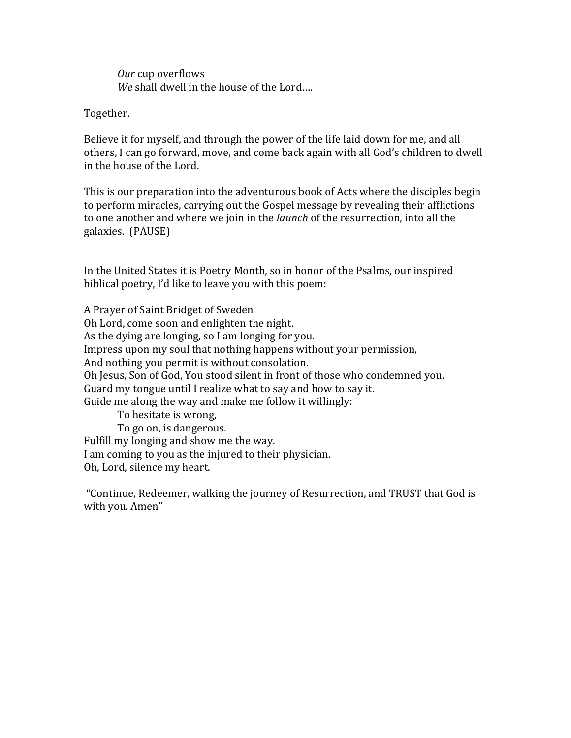*Our* cup overflows  
*We* shall dwell in the house of the Lord….

Together.

Believe it for myself, and through the power of the life laid down for me, and all others, I can go forward, move, and come back again with all God's children to dwell in the house of the Lord.

This is our preparation into the adventurous book of Acts where the disciples begin to perform miracles, carrying out the Gospel message by revealing their afflictions to one another and where we join in the *launch* of the resurrection, into all the galaxies. (PAUSE)

In the United States it is Poetry Month, so in honor of the Psalms, our inspired biblical poetry, I'd like to leave you with this poem:

A Prayer of Saint Bridget of Sweden  
Oh Lord, come soon and enlighten the night.  
As the dying are longing, so I am longing for you.  
Impress upon my soul that nothing happens without your permission,  
And nothing you permit is without consolation.  
Oh Jesus, Son of God, You stood silent in front of those who condemned you.  
Guard my tongue until I realize what to say and how to say it.  
Guide me along the way and make me follow it willingly:  
    To hesitate is wrong,  
    To go on, is dangerous.  
Fulfill my longing and show me the way.  
I am coming to you as the injured to their physician.  
Oh, Lord, silence my heart.

"Continue, Redeemer, walking the journey of Resurrection, and TRUST that God is with you. Amen"